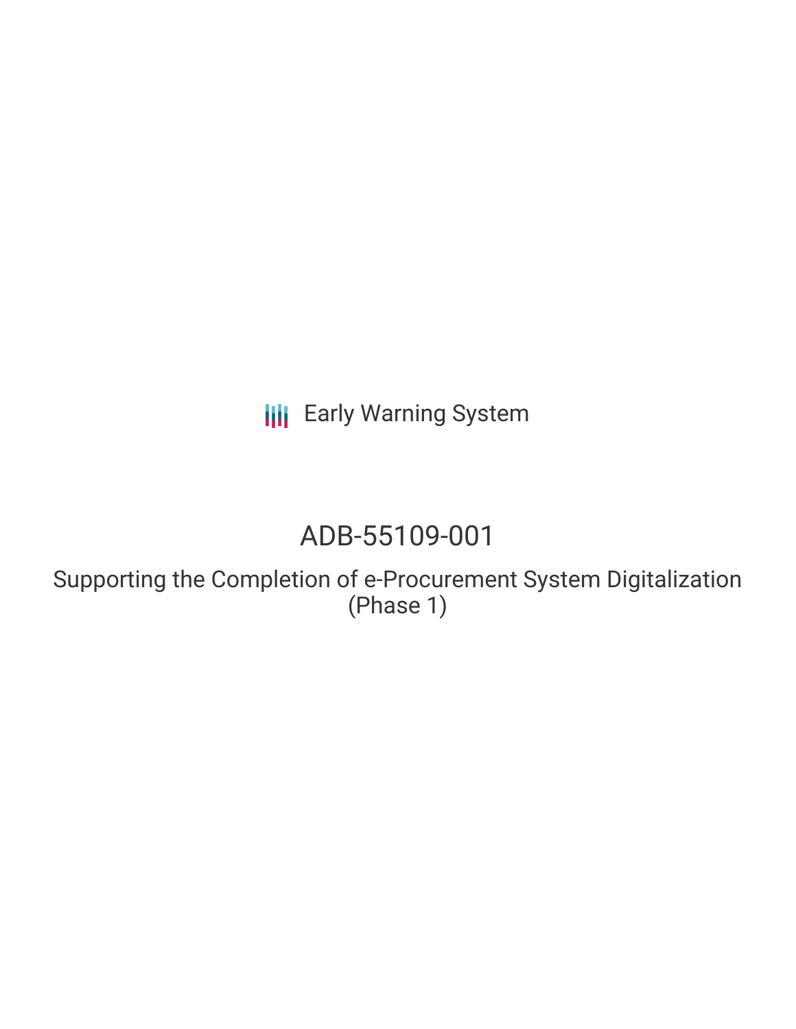Early Warning System

# ADB-55109-001

## Supporting the Completion of e-Procurement System Digitalization (Phase 1)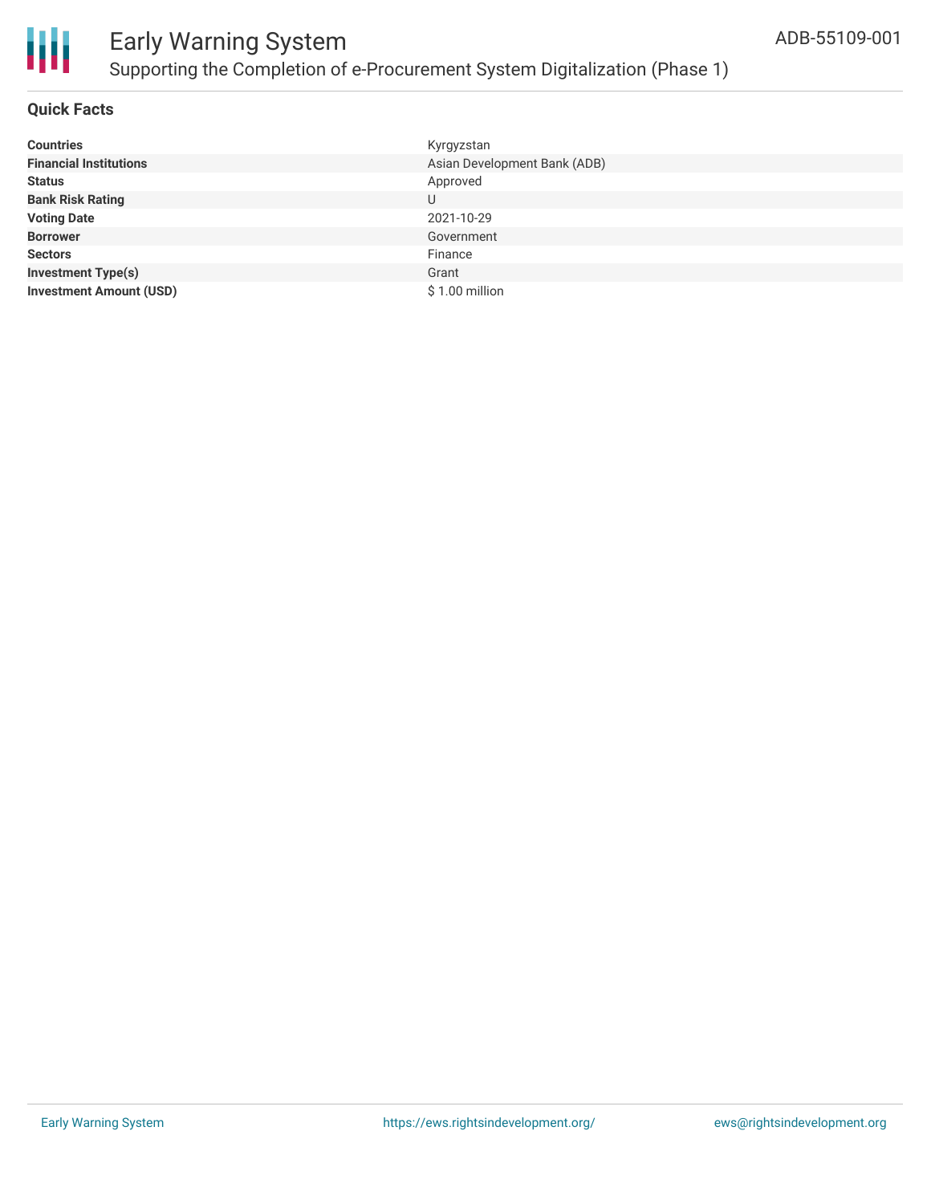# Early Warning System

## Supporting the Completion of e-Procurement System Digitalization (Phase 1)

ADB-55109-001

### Quick Facts

| | |
|---|---|
| **Countries** | Kyrgyzstan |
| **Financial Institutions** | Asian Development Bank (ADB) |
| **Status** | Approved |
| **Bank Risk Rating** | U |
| **Voting Date** | 2021-10-29 |
| **Borrower** | Government |
| **Sectors** | Finance |
| **Investment Type(s)** | Grant |
| **Investment Amount (USD)** | $ 1.00 million |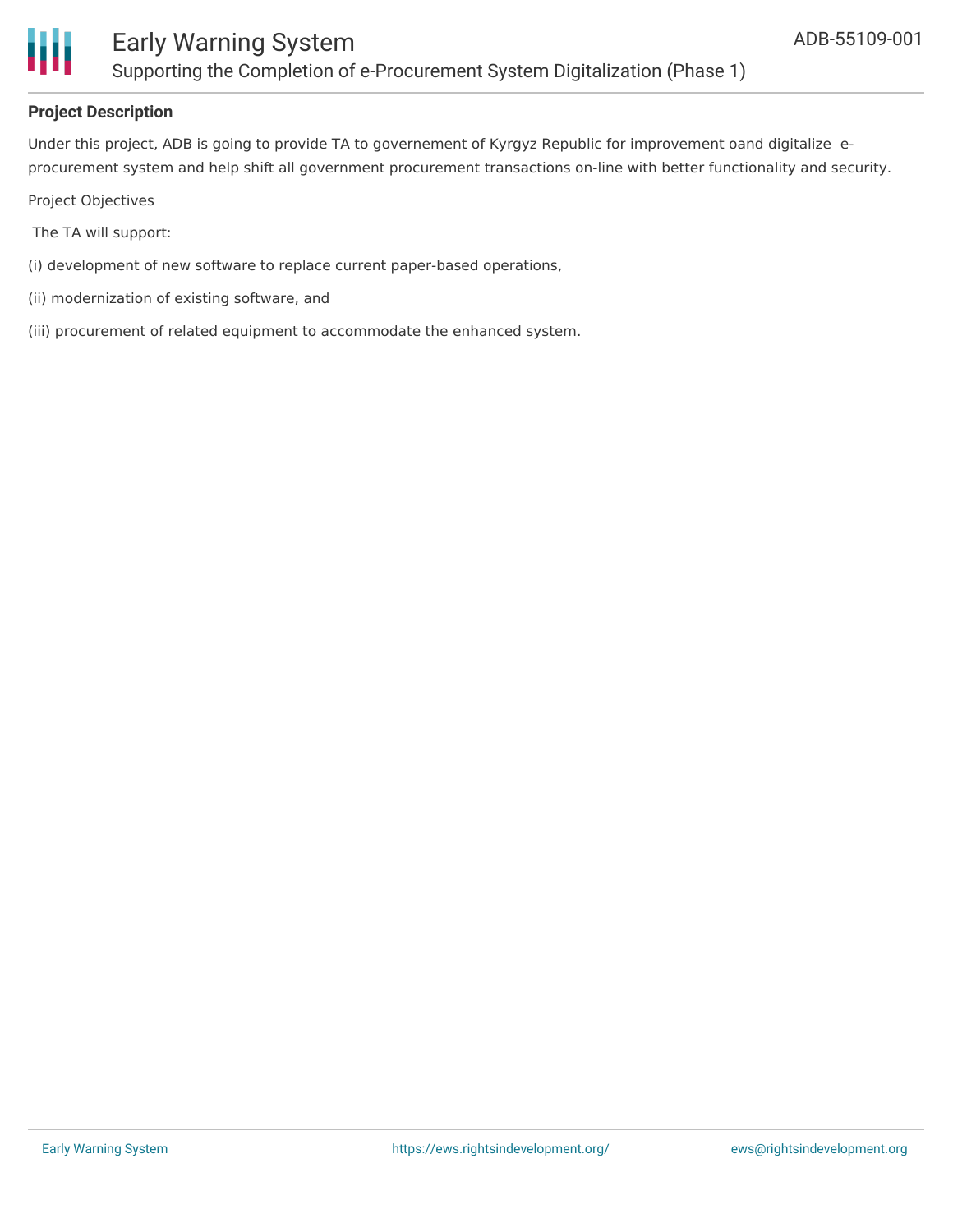**Project Description**

Under this project, ADB is going to provide TA to governement of Kyrgyz Republic for improvement oand digitalize e-procurement system and help shift all government procurement transactions on-line with better functionality and security.

Project Objectives

The TA will support:

(i) development of new software to replace current paper-based operations,

(ii) modernization of existing software, and

(iii) procurement of related equipment to accommodate the enhanced system.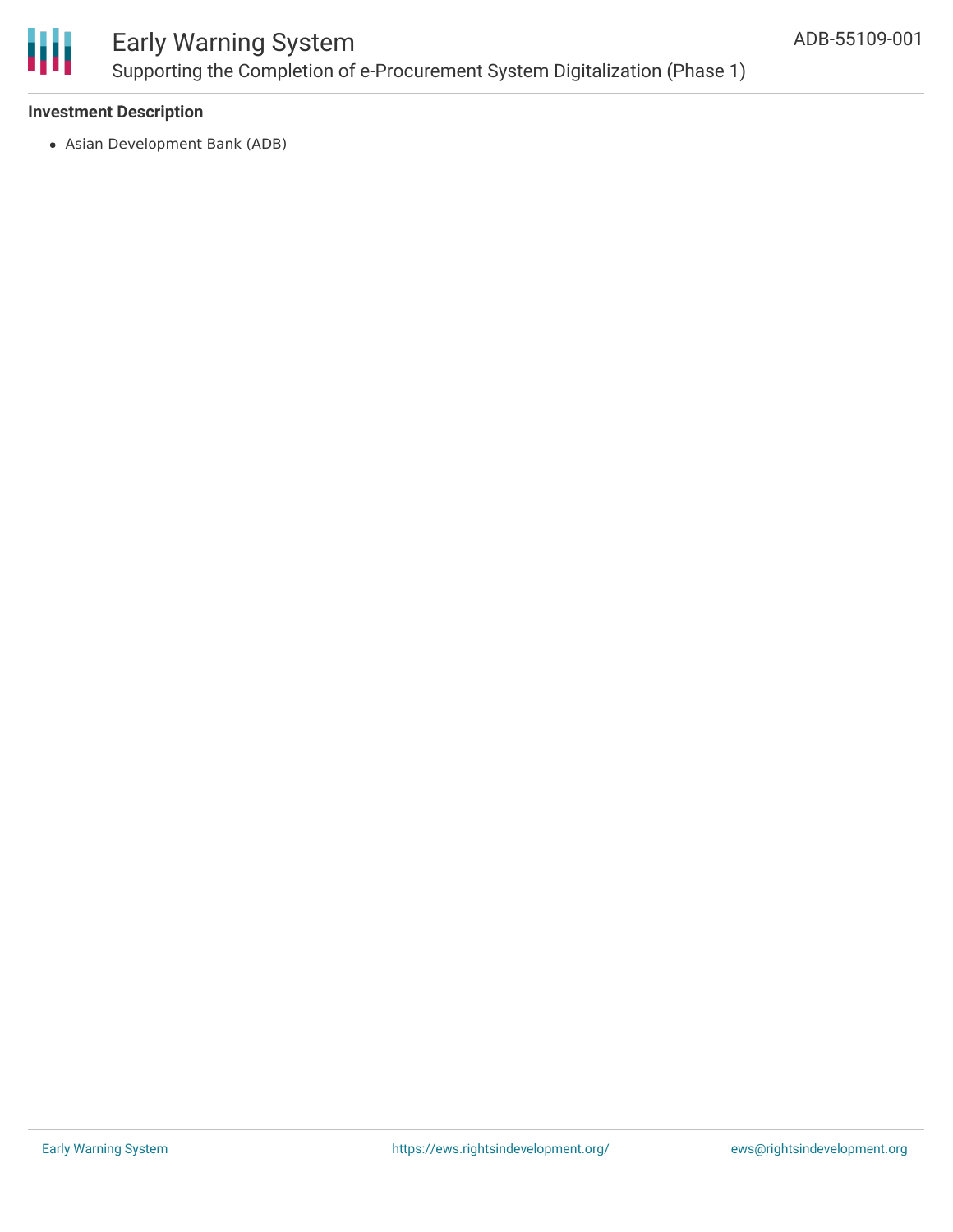**Investment Description**

- Asian Development Bank (ADB)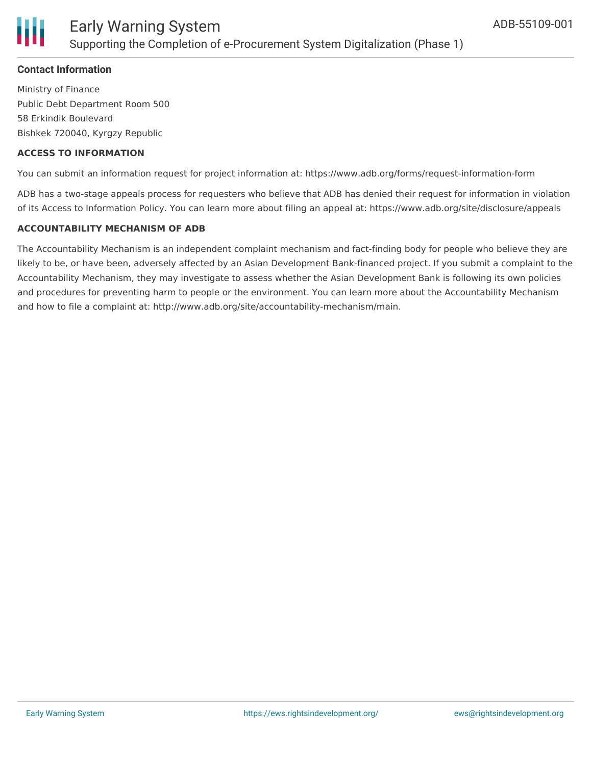## Contact Information

Ministry of Finance
Public Debt Department Room 500
58 Erkindik Boulevard
Bishkek 720040, Kyrgzy Republic

### ACCESS TO INFORMATION

You can submit an information request for project information at: https://www.adb.org/forms/request-information-form

ADB has a two-stage appeals process for requesters who believe that ADB has denied their request for information in violation of its Access to Information Policy. You can learn more about filing an appeal at: https://www.adb.org/site/disclosure/appeals

### ACCOUNTABILITY MECHANISM OF ADB

The Accountability Mechanism is an independent complaint mechanism and fact-finding body for people who believe they are likely to be, or have been, adversely affected by an Asian Development Bank-financed project. If you submit a complaint to the Accountability Mechanism, they may investigate to assess whether the Asian Development Bank is following its own policies and procedures for preventing harm to people or the environment. You can learn more about the Accountability Mechanism and how to file a complaint at: http://www.adb.org/site/accountability-mechanism/main.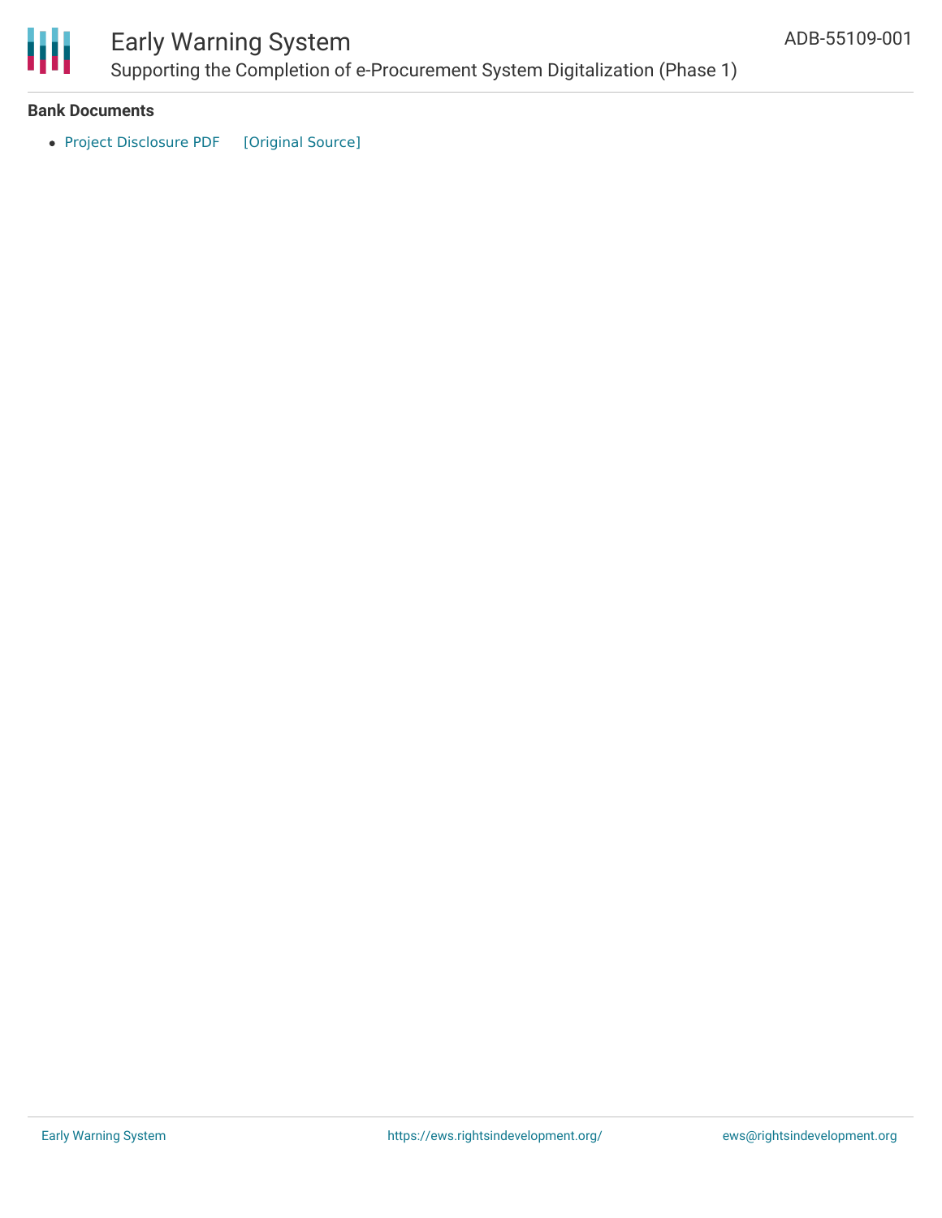**Bank Documents**

- Project Disclosure PDF [Original Source]